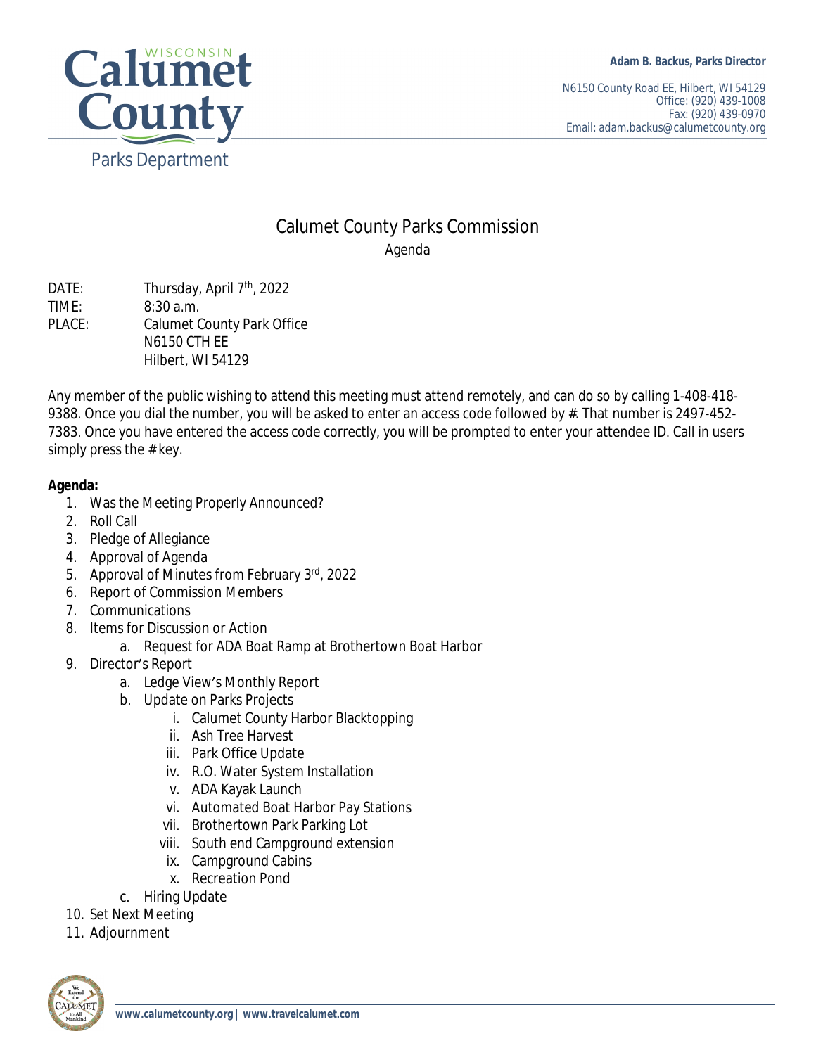Calumet County Parks Department

**Adam B. Backus, Parks Director**

N6150 County Road EE, Hilbert, WI 54129
Office: (920) 439-1008
Fax: (920) 439-0970
Email: adam.backus@calumetcounty.org

# Calumet County Parks Commission

## Agenda

DATE: Thursday, April 7th, 2022
TIME: 8:30 a.m.
PLACE: Calumet County Park Office
N6150 CTH EE
Hilbert, WI 54129

Any member of the public wishing to attend this meeting must attend remotely, and can do so by calling 1-408-418-9388. Once you dial the number, you will be asked to enter an access code followed by #. That number is 2497-452-7383. Once you have entered the access code correctly, you will be prompted to enter your attendee ID. Call in users simply press the # key.

**Agenda:**

1. Was the Meeting Properly Announced?
2. Roll Call
3. Pledge of Allegiance
4. Approval of Agenda
5. Approval of Minutes from February 3rd, 2022
6. Report of Commission Members
7. Communications
8. Items for Discussion or Action
   a. Request for ADA Boat Ramp at Brothertown Boat Harbor
9. Director's Report
   a. Ledge View's Monthly Report
   b. Update on Parks Projects
      i. Calumet County Harbor Blacktopping
      ii. Ash Tree Harvest
      iii. Park Office Update
      iv. R.O. Water System Installation
      v. ADA Kayak Launch
      vi. Automated Boat Harbor Pay Stations
      vii. Brothertown Park Parking Lot
      viii. South end Campground extension
      ix. Campground Cabins
      x. Recreation Pond
   c. Hiring Update
10. Set Next Meeting
11. Adjournment

**www.calumetcounty.org** | **www.travelcalumet.com**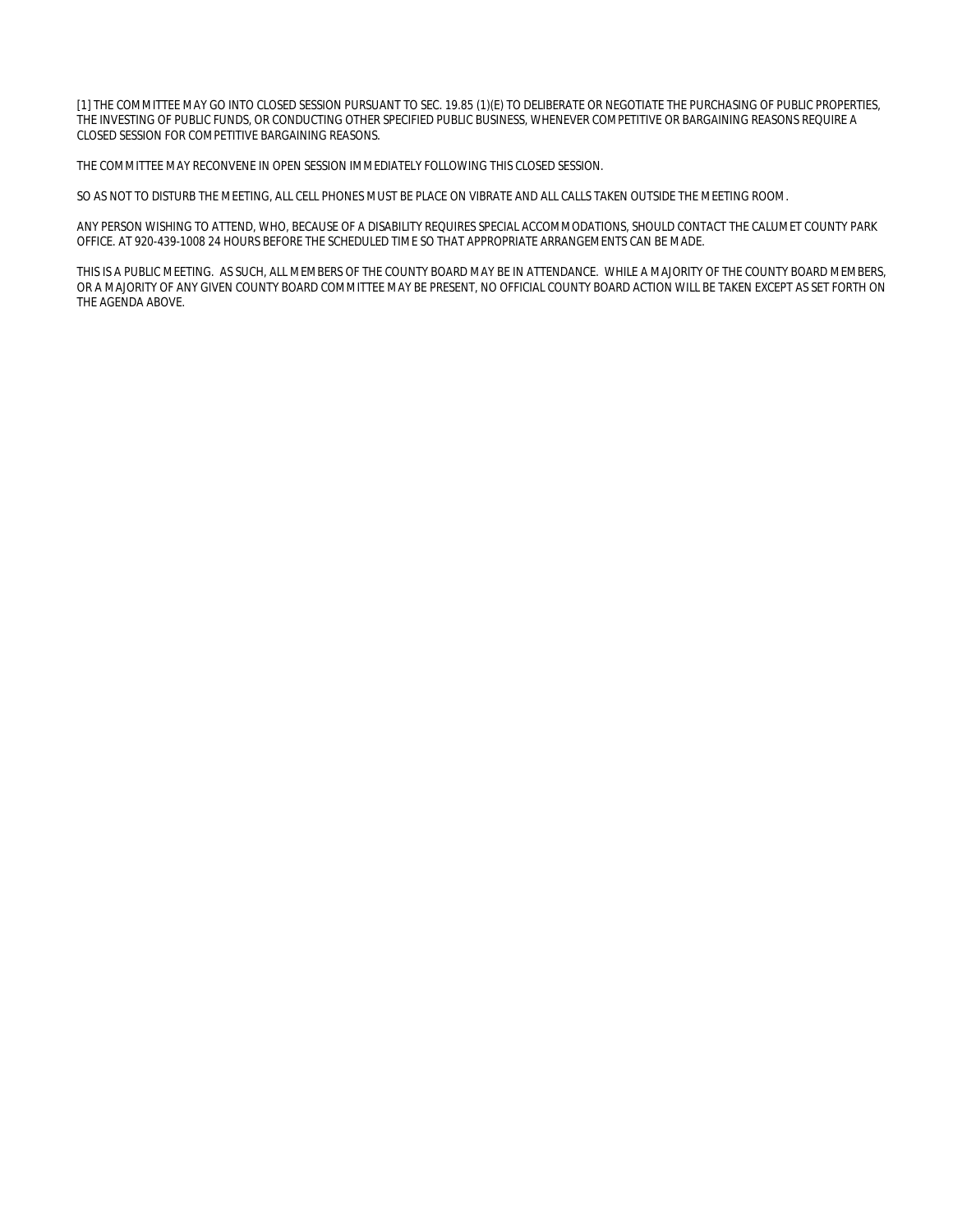[1] THE COMMITTEE MAY GO INTO CLOSED SESSION PURSUANT TO SEC. 19.85 (1)(E) TO DELIBERATE OR NEGOTIATE THE PURCHASING OF PUBLIC PROPERTIES, THE INVESTING OF PUBLIC FUNDS, OR CONDUCTING OTHER SPECIFIED PUBLIC BUSINESS, WHENEVER COMPETITIVE OR BARGAINING REASONS REQUIRE A CLOSED SESSION FOR COMPETITIVE BARGAINING REASONS.

THE COMMITTEE MAY RECONVENE IN OPEN SESSION IMMEDIATELY FOLLOWING THIS CLOSED SESSION.

SO AS NOT TO DISTURB THE MEETING, ALL CELL PHONES MUST BE PLACE ON VIBRATE AND ALL CALLS TAKEN OUTSIDE THE MEETING ROOM.

ANY PERSON WISHING TO ATTEND, WHO, BECAUSE OF A DISABILITY REQUIRES SPECIAL ACCOMMODATIONS, SHOULD CONTACT THE CALUMET COUNTY PARK OFFICE. AT 920-439-1008 24 HOURS BEFORE THE SCHEDULED TIME SO THAT APPROPRIATE ARRANGEMENTS CAN BE MADE.

THIS IS A PUBLIC MEETING. AS SUCH, ALL MEMBERS OF THE COUNTY BOARD MAY BE IN ATTENDANCE. WHILE A MAJORITY OF THE COUNTY BOARD MEMBERS, OR A MAJORITY OF ANY GIVEN COUNTY BOARD COMMITTEE MAY BE PRESENT, NO OFFICIAL COUNTY BOARD ACTION WILL BE TAKEN EXCEPT AS SET FORTH ON THE AGENDA ABOVE.